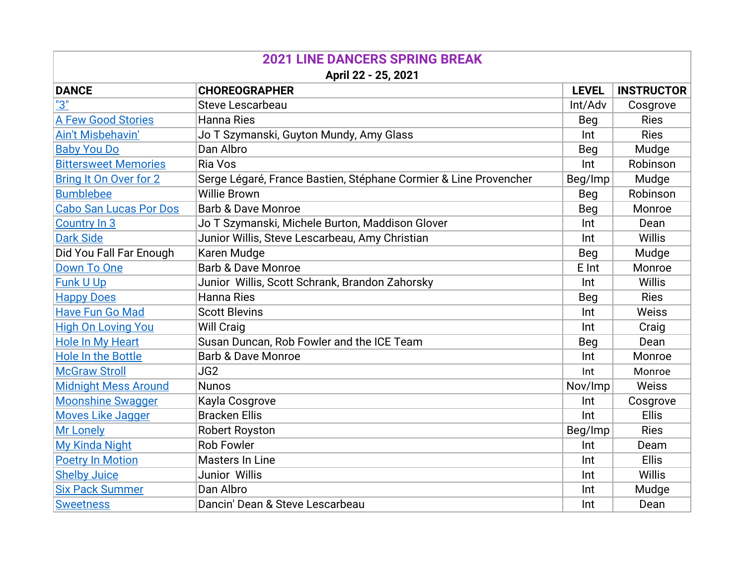# 2021 LINE DANCERS SPRING BREAK

**April 22 - 25, 2021**

| DANCE | CHOREOGRAPHER | LEVEL | INSTRUCTOR |
|---|---|---|---|
| "3" | Steve Lescarbeau | Int/Adv | Cosgrove |
| A Few Good Stories | Hanna Ries | Beg | Ries |
| Ain't Misbehavin' | Jo T Szymanski, Guyton Mundy, Amy Glass | Int | Ries |
| Baby You Do | Dan Albro | Beg | Mudge |
| Bittersweet Memories | Ria Vos | Int | Robinson |
| Bring It On Over for 2 | Serge Légaré, France Bastien, Stéphane Cormier & Line Provencher | Beg/Imp | Mudge |
| Bumblebee | Willie Brown | Beg | Robinson |
| Cabo San Lucas Por Dos | Barb & Dave Monroe | Beg | Monroe |
| Country In 3 | Jo T Szymanski, Michele Burton, Maddison Glover | Int | Dean |
| Dark Side | Junior Willis, Steve Lescarbeau, Amy Christian | Int | Willis |
| Did You Fall Far Enough | Karen Mudge | Beg | Mudge |
| Down To One | Barb & Dave Monroe | E Int | Monroe |
| Funk U Up | Junior Willis, Scott Schrank, Brandon Zahorsky | Int | Willis |
| Happy Does | Hanna Ries | Beg | Ries |
| Have Fun Go Mad | Scott Blevins | Int | Weiss |
| High On Loving You | Will Craig | Int | Craig |
| Hole In My Heart | Susan Duncan, Rob Fowler and the ICE Team | Beg | Dean |
| Hole In the Bottle | Barb & Dave Monroe | Int | Monroe |
| McGraw Stroll | JG2 | Int | Monroe |
| Midnight Mess Around | Nunos | Nov/Imp | Weiss |
| Moonshine Swagger | Kayla Cosgrove | Int | Cosgrove |
| Moves Like Jagger | Bracken Ellis | Int | Ellis |
| Mr Lonely | Robert Royston | Beg/Imp | Ries |
| My Kinda Night | Rob Fowler | Int | Deam |
| Poetry In Motion | Masters In Line | Int | Ellis |
| Shelby Juice | Junior Willis | Int | Willis |
| Six Pack Summer | Dan Albro | Int | Mudge |
| Sweetness | Dancin' Dean & Steve Lescarbeau | Int | Dean |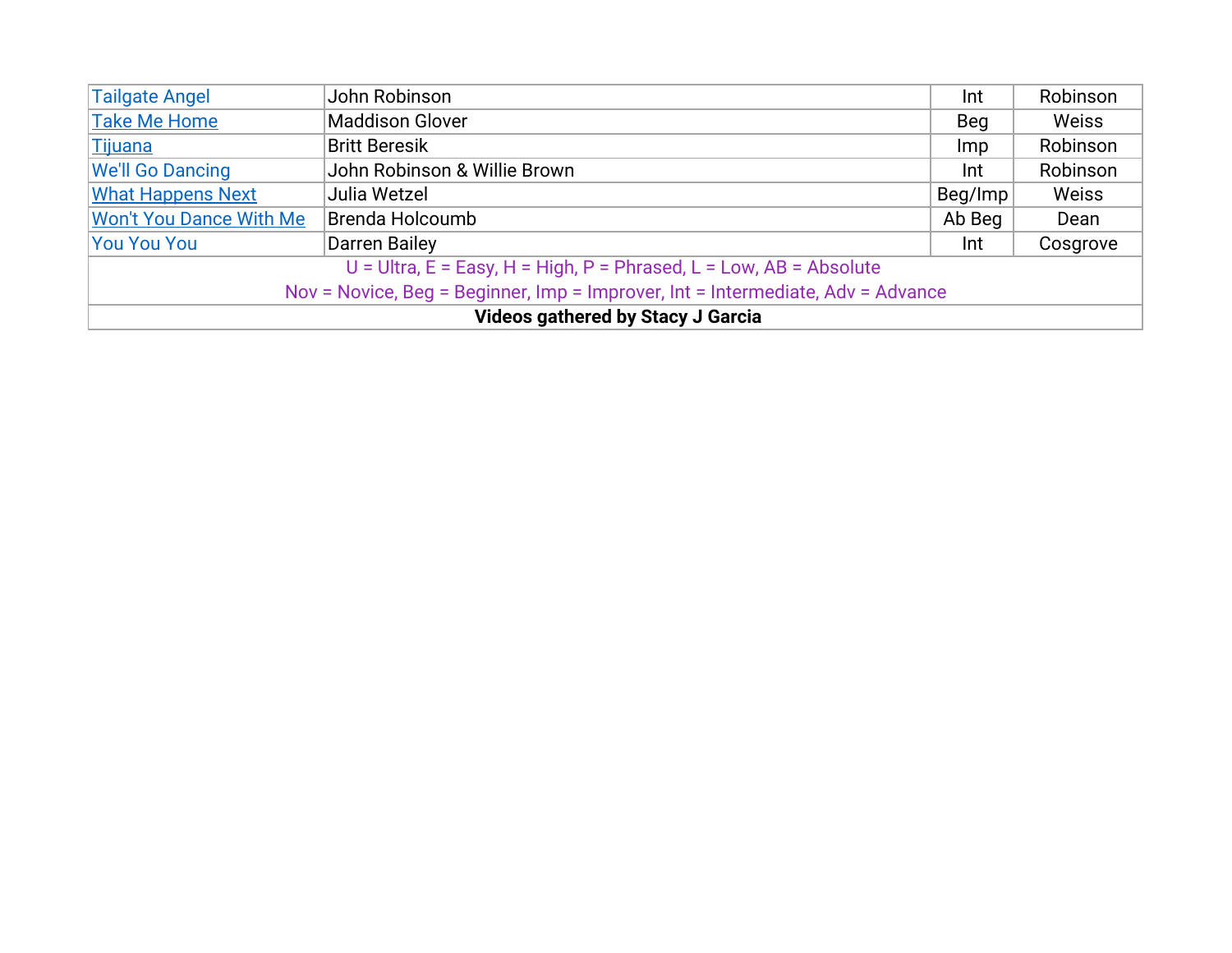| | | | |
|---|---|---|---|
| Tailgate Angel | John Robinson | Int | Robinson |
| Take Me Home | Maddison Glover | Beg | Weiss |
| Tijuana | Britt Beresik | Imp | Robinson |
| We'll Go Dancing | John Robinson & Willie Brown | Int | Robinson |
| What Happens Next | Julia Wetzel | Beg/Imp | Weiss |
| Won't You Dance With Me | Brenda Holcoumb | Ab Beg | Dean |
| You You You | Darren Bailey | Int | Cosgrove |
| U = Ultra, E = Easy, H = High, P = Phrased, L = Low, AB = Absolute<br>Nov = Novice, Beg = Beginner, Imp = Improver, Int = Intermediate, Adv = Advance | | | |
| **Videos gathered by Stacy J Garcia** | | | |